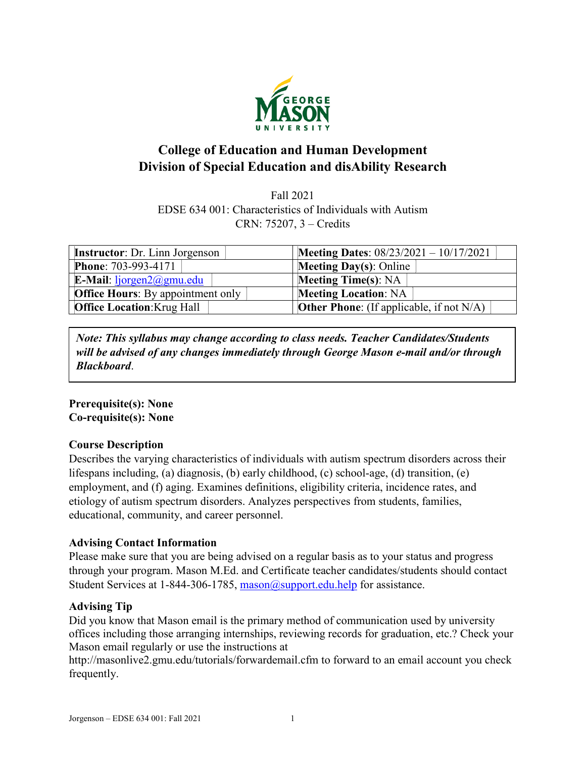# College of Education and Human Development
# Division of Special Education and disAbility Research

Fall 2021
EDSE 634 001: Characteristics of Individuals with Autism
CRN: 75207, 3 – Credits

| | |
|---|---|
| **Instructor**: Dr. Linn Jorgenson | **Meeting Dates**: 08/23/2021 – 10/17/2021 |
| **Phone**: 703-993-4171 | **Meeting Day(s)**: Online |
| **E-Mail**: ljorgen2@gmu.edu | **Meeting Time(s)**: NA |
| **Office Hours**: By appointment only | **Meeting Location**: NA |
| **Office Location**: Krug Hall | **Other Phone**: (If applicable, if not N/A) |

***Note: This syllabus may change according to class needs. Teacher Candidates/Students will be advised of any changes immediately through George Mason e-mail and/or through Blackboard***.

**Prerequisite(s): None**
**Co-requisite(s): None**

### Course Description

Describes the varying characteristics of individuals with autism spectrum disorders across their lifespans including, (a) diagnosis, (b) early childhood, (c) school-age, (d) transition, (e) employment, and (f) aging. Examines definitions, eligibility criteria, incidence rates, and etiology of autism spectrum disorders. Analyzes perspectives from students, families, educational, community, and career personnel.

### Advising Contact Information

Please make sure that you are being advised on a regular basis as to your status and progress through your program. Mason M.Ed. and Certificate teacher candidates/students should contact Student Services at 1-844-306-1785, mason@support.edu.help for assistance.

### Advising Tip

Did you know that Mason email is the primary method of communication used by university offices including those arranging internships, reviewing records for graduation, etc.? Check your Mason email regularly or use the instructions at http://masonlive2.gmu.edu/tutorials/forwardemail.cfm to forward to an email account you check frequently.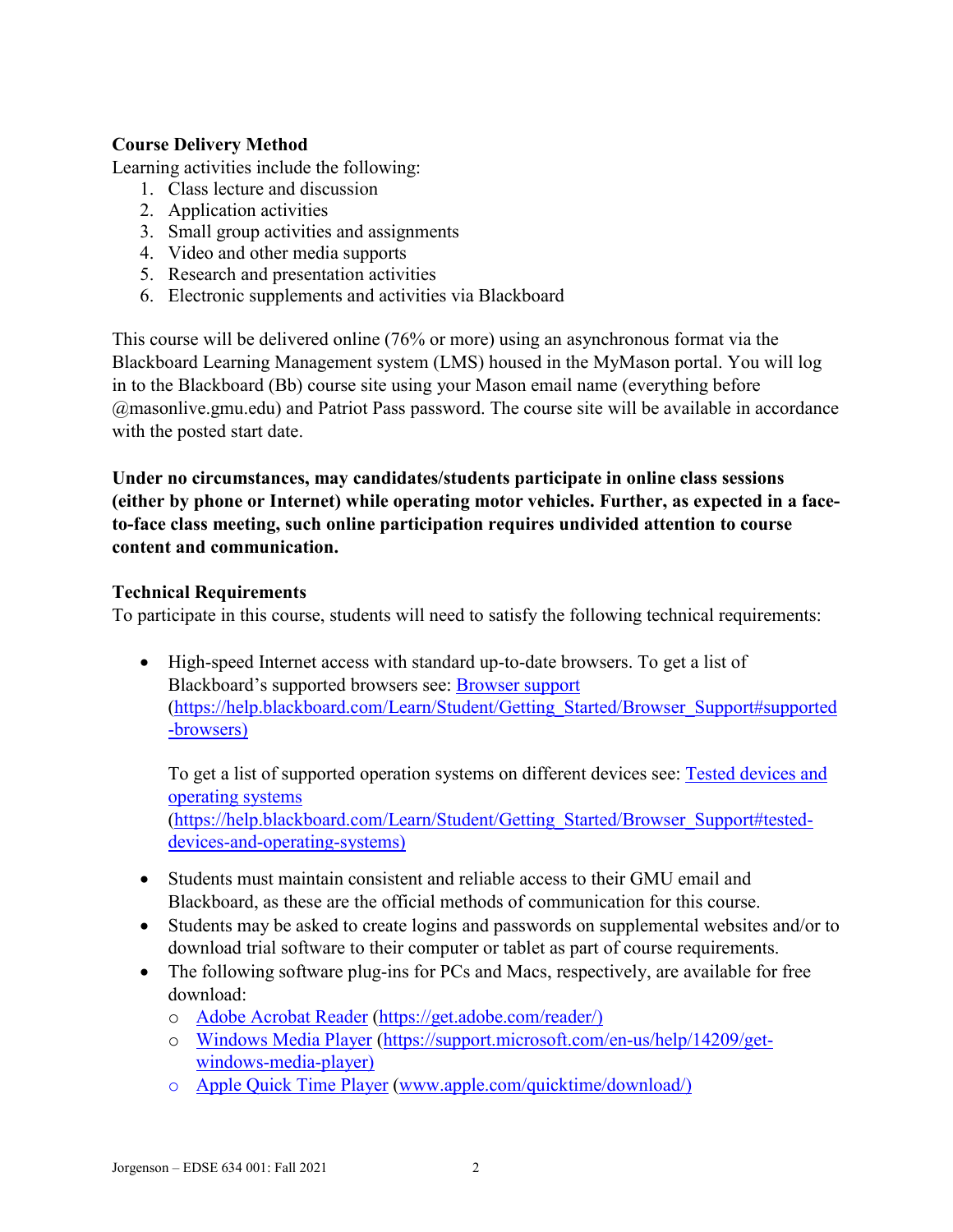**Course Delivery Method**

Learning activities include the following:

1. Class lecture and discussion
2. Application activities
3. Small group activities and assignments
4. Video and other media supports
5. Research and presentation activities
6. Electronic supplements and activities via Blackboard

This course will be delivered online (76% or more) using an asynchronous format via the Blackboard Learning Management system (LMS) housed in the MyMason portal. You will log in to the Blackboard (Bb) course site using your Mason email name (everything before @masonlive.gmu.edu) and Patriot Pass password. The course site will be available in accordance with the posted start date.

**Under no circumstances, may candidates/students participate in online class sessions (either by phone or Internet) while operating motor vehicles. Further, as expected in a face-to-face class meeting, such online participation requires undivided attention to course content and communication.**

**Technical Requirements**

To participate in this course, students will need to satisfy the following technical requirements:

- High-speed Internet access with standard up-to-date browsers. To get a list of Blackboard's supported browsers see: [Browser support](https://help.blackboard.com/Learn/Student/Getting_Started/Browser_Support#supported-browsers) (https://help.blackboard.com/Learn/Student/Getting_Started/Browser_Support#supported-browsers)

  To get a list of supported operation systems on different devices see: [Tested devices and operating systems](https://help.blackboard.com/Learn/Student/Getting_Started/Browser_Support#tested-devices-and-operating-systems) (https://help.blackboard.com/Learn/Student/Getting_Started/Browser_Support#tested-devices-and-operating-systems)

- Students must maintain consistent and reliable access to their GMU email and Blackboard, as these are the official methods of communication for this course.
- Students may be asked to create logins and passwords on supplemental websites and/or to download trial software to their computer or tablet as part of course requirements.
- The following software plug-ins for PCs and Macs, respectively, are available for free download:
  - [Adobe Acrobat Reader](https://get.adobe.com/reader/) (https://get.adobe.com/reader/)
  - [Windows Media Player](https://support.microsoft.com/en-us/help/14209/get-windows-media-player) (https://support.microsoft.com/en-us/help/14209/get-windows-media-player)
  - [Apple Quick Time Player](www.apple.com/quicktime/download/) (www.apple.com/quicktime/download/)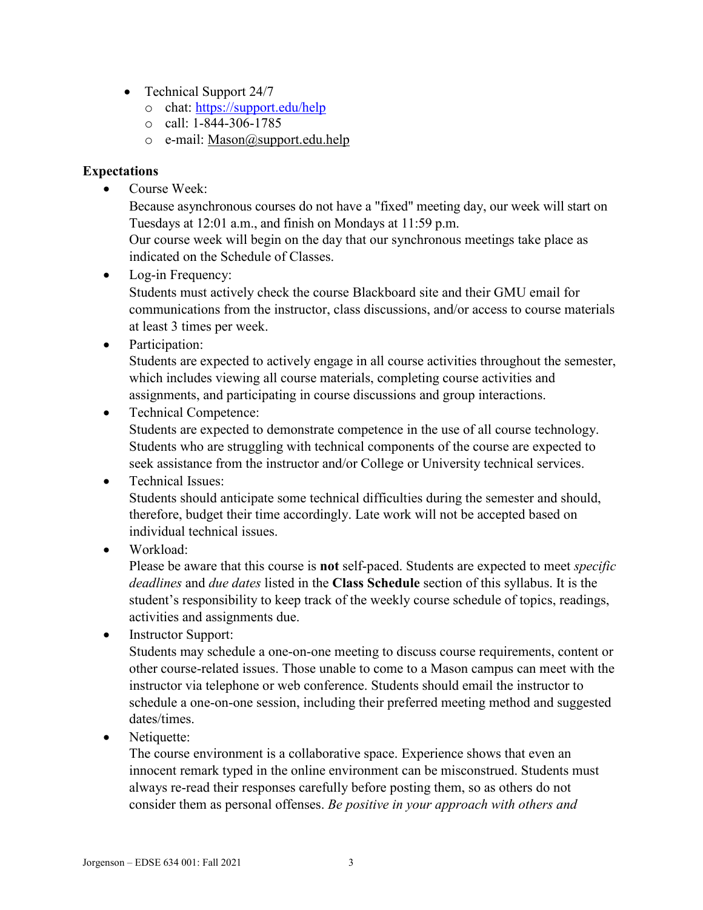- Technical Support 24/7
  - chat: [https://support.edu/help](https://support.edu/help)
  - call: 1-844-306-1785
  - e-mail: Mason@support.edu.help

**Expectations**

- Course Week:
  Because asynchronous courses do not have a "fixed" meeting day, our week will start on Tuesdays at 12:01 a.m., and finish on Mondays at 11:59 p.m.
  Our course week will begin on the day that our synchronous meetings take place as indicated on the Schedule of Classes.
- Log-in Frequency:
  Students must actively check the course Blackboard site and their GMU email for communications from the instructor, class discussions, and/or access to course materials at least 3 times per week.
- Participation:
  Students are expected to actively engage in all course activities throughout the semester, which includes viewing all course materials, completing course activities and assignments, and participating in course discussions and group interactions.
- Technical Competence:
  Students are expected to demonstrate competence in the use of all course technology. Students who are struggling with technical components of the course are expected to seek assistance from the instructor and/or College or University technical services.
- Technical Issues:
  Students should anticipate some technical difficulties during the semester and should, therefore, budget their time accordingly. Late work will not be accepted based on individual technical issues.
- Workload:
  Please be aware that this course is **not** self-paced. Students are expected to meet *specific deadlines* and *due dates* listed in the **Class Schedule** section of this syllabus. It is the student's responsibility to keep track of the weekly course schedule of topics, readings, activities and assignments due.
- Instructor Support:
  Students may schedule a one-on-one meeting to discuss course requirements, content or other course-related issues. Those unable to come to a Mason campus can meet with the instructor via telephone or web conference. Students should email the instructor to schedule a one-on-one session, including their preferred meeting method and suggested dates/times.
- Netiquette:
  The course environment is a collaborative space. Experience shows that even an innocent remark typed in the online environment can be misconstrued. Students must always re-read their responses carefully before posting them, so as others do not consider them as personal offenses. *Be positive in your approach with others and*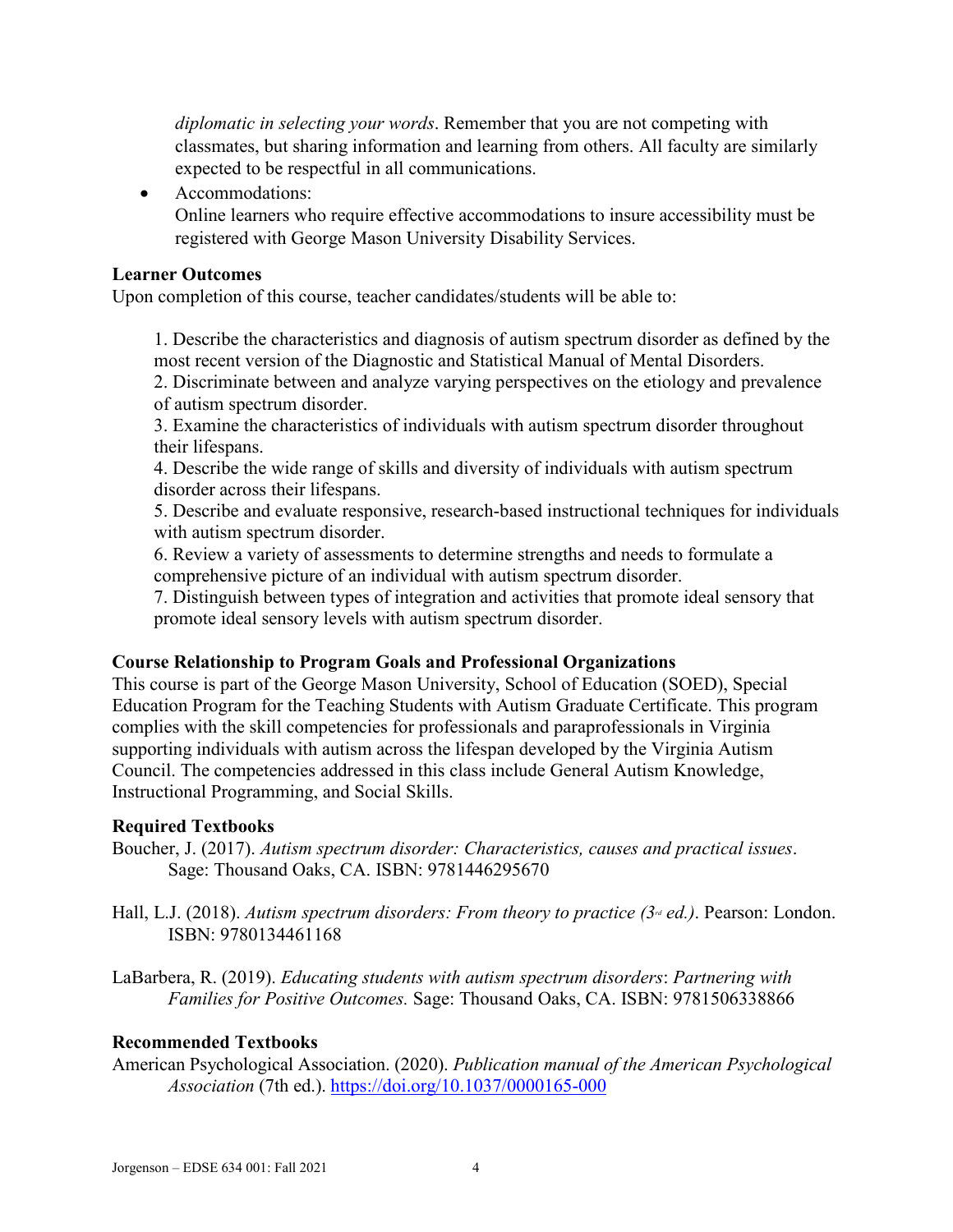*diplomatic in selecting your words*. Remember that you are not competing with classmates, but sharing information and learning from others. All faculty are similarly expected to be respectful in all communications.

- Accommodations:
  Online learners who require effective accommodations to insure accessibility must be registered with George Mason University Disability Services.

**Learner Outcomes**

Upon completion of this course, teacher candidates/students will be able to:

1. Describe the characteristics and diagnosis of autism spectrum disorder as defined by the most recent version of the Diagnostic and Statistical Manual of Mental Disorders.
2. Discriminate between and analyze varying perspectives on the etiology and prevalence of autism spectrum disorder.
3. Examine the characteristics of individuals with autism spectrum disorder throughout their lifespans.
4. Describe the wide range of skills and diversity of individuals with autism spectrum disorder across their lifespans.
5. Describe and evaluate responsive, research-based instructional techniques for individuals with autism spectrum disorder.
6. Review a variety of assessments to determine strengths and needs to formulate a comprehensive picture of an individual with autism spectrum disorder.
7. Distinguish between types of integration and activities that promote ideal sensory that promote ideal sensory levels with autism spectrum disorder.

**Course Relationship to Program Goals and Professional Organizations**

This course is part of the George Mason University, School of Education (SOED), Special Education Program for the Teaching Students with Autism Graduate Certificate. This program complies with the skill competencies for professionals and paraprofessionals in Virginia supporting individuals with autism across the lifespan developed by the Virginia Autism Council. The competencies addressed in this class include General Autism Knowledge, Instructional Programming, and Social Skills.

**Required Textbooks**

Boucher, J. (2017). *Autism spectrum disorder: Characteristics, causes and practical issues*. Sage: Thousand Oaks, CA. ISBN: 9781446295670

Hall, L.J. (2018). *Autism spectrum disorders: From theory to practice (3rd ed.)*. Pearson: London. ISBN: 9780134461168

LaBarbera, R. (2019). *Educating students with autism spectrum disorders*: *Partnering with Families for Positive Outcomes.* Sage: Thousand Oaks, CA. ISBN: 9781506338866

**Recommended Textbooks**

American Psychological Association. (2020). *Publication manual of the American Psychological Association* (7th ed.). https://doi.org/10.1037/0000165-000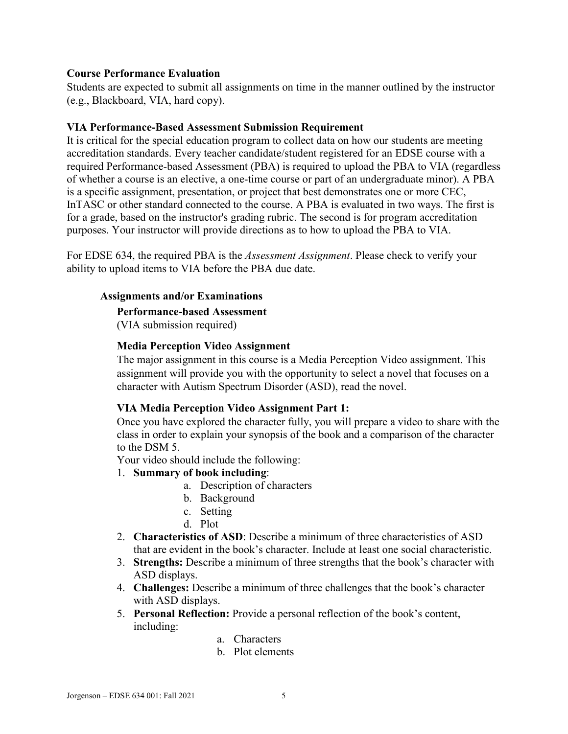**Course Performance Evaluation**

Students are expected to submit all assignments on time in the manner outlined by the instructor (e.g., Blackboard, VIA, hard copy).

**VIA Performance-Based Assessment Submission Requirement**

It is critical for the special education program to collect data on how our students are meeting accreditation standards. Every teacher candidate/student registered for an EDSE course with a required Performance-based Assessment (PBA) is required to upload the PBA to VIA (regardless of whether a course is an elective, a one-time course or part of an undergraduate minor). A PBA is a specific assignment, presentation, or project that best demonstrates one or more CEC, InTASC or other standard connected to the course. A PBA is evaluated in two ways. The first is for a grade, based on the instructor's grading rubric. The second is for program accreditation purposes. Your instructor will provide directions as to how to upload the PBA to VIA.

For EDSE 634, the required PBA is the *Assessment Assignment*. Please check to verify your ability to upload items to VIA before the PBA due date.

**Assignments and/or Examinations**

**Performance-based Assessment**
(VIA submission required)

**Media Perception Video Assignment**

The major assignment in this course is a Media Perception Video assignment. This assignment will provide you with the opportunity to select a novel that focuses on a character with Autism Spectrum Disorder (ASD), read the novel.

**VIA Media Perception Video Assignment Part 1:**

Once you have explored the character fully, you will prepare a video to share with the class in order to explain your synopsis of the book and a comparison of the character to the DSM 5.

Your video should include the following:

1. **Summary of book including**:
    a. Description of characters
    b. Background
    c. Setting
    d. Plot
2. **Characteristics of ASD**: Describe a minimum of three characteristics of ASD that are evident in the book's character. Include at least one social characteristic.
3. **Strengths:** Describe a minimum of three strengths that the book's character with ASD displays.
4. **Challenges:** Describe a minimum of three challenges that the book's character with ASD displays.
5. **Personal Reflection:** Provide a personal reflection of the book's content, including:
    a. Characters
    b. Plot elements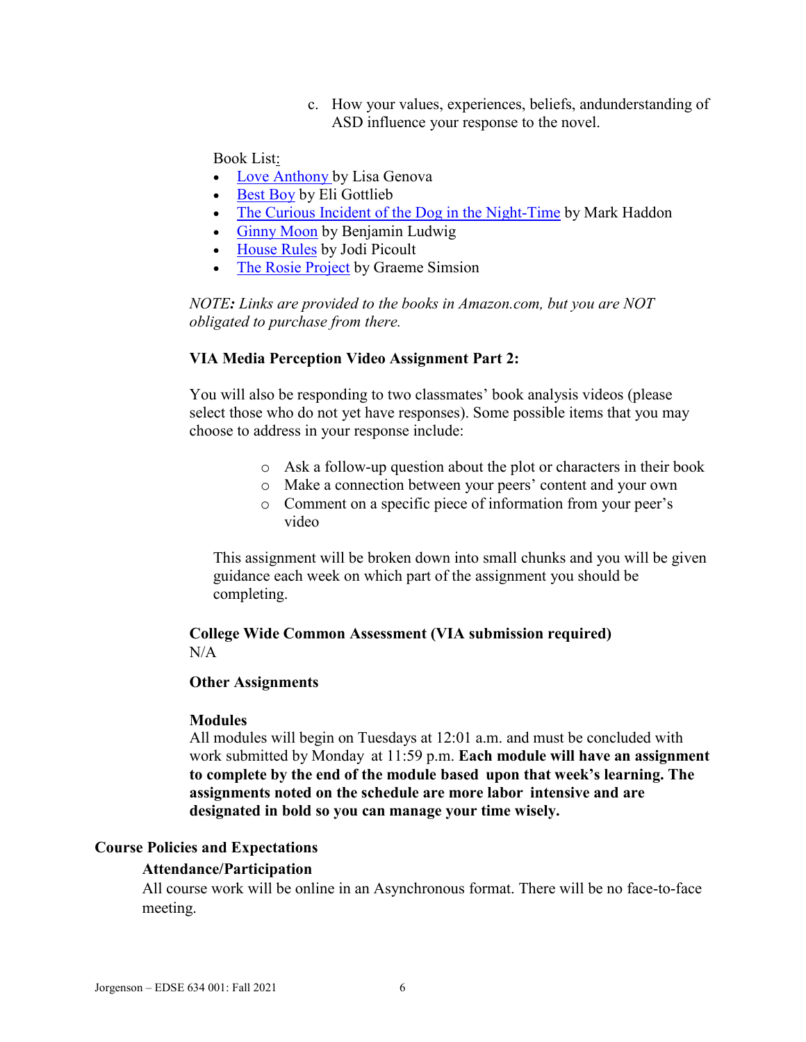c. How your values, experiences, beliefs, andunderstanding of ASD influence your response to the novel.

Book List:

- Love Anthony by Lisa Genova
- Best Boy by Eli Gottlieb
- The Curious Incident of the Dog in the Night-Time by Mark Haddon
- Ginny Moon by Benjamin Ludwig
- House Rules by Jodi Picoult
- The Rosie Project by Graeme Simsion

*NOTE: Links are provided to the books in Amazon.com, but you are NOT obligated to purchase from there.*

**VIA Media Perception Video Assignment Part 2:**

You will also be responding to two classmates' book analysis videos (please select those who do not yet have responses). Some possible items that you may choose to address in your response include:

- Ask a follow-up question about the plot or characters in their book
- Make a connection between your peers' content and your own
- Comment on a specific piece of information from your peer's video

This assignment will be broken down into small chunks and you will be given guidance each week on which part of the assignment you should be completing.

**College Wide Common Assessment (VIA submission required)**
N/A

**Other Assignments**

**Modules**
All modules will begin on Tuesdays at 12:01 a.m. and must be concluded with work submitted by Monday at 11:59 p.m. **Each module will have an assignment to complete by the end of the module based upon that week's learning. The assignments noted on the schedule are more labor intensive and are designated in bold so you can manage your time wisely.**

## Course Policies and Expectations

### Attendance/Participation

All course work will be online in an Asynchronous format. There will be no face-to-face meeting.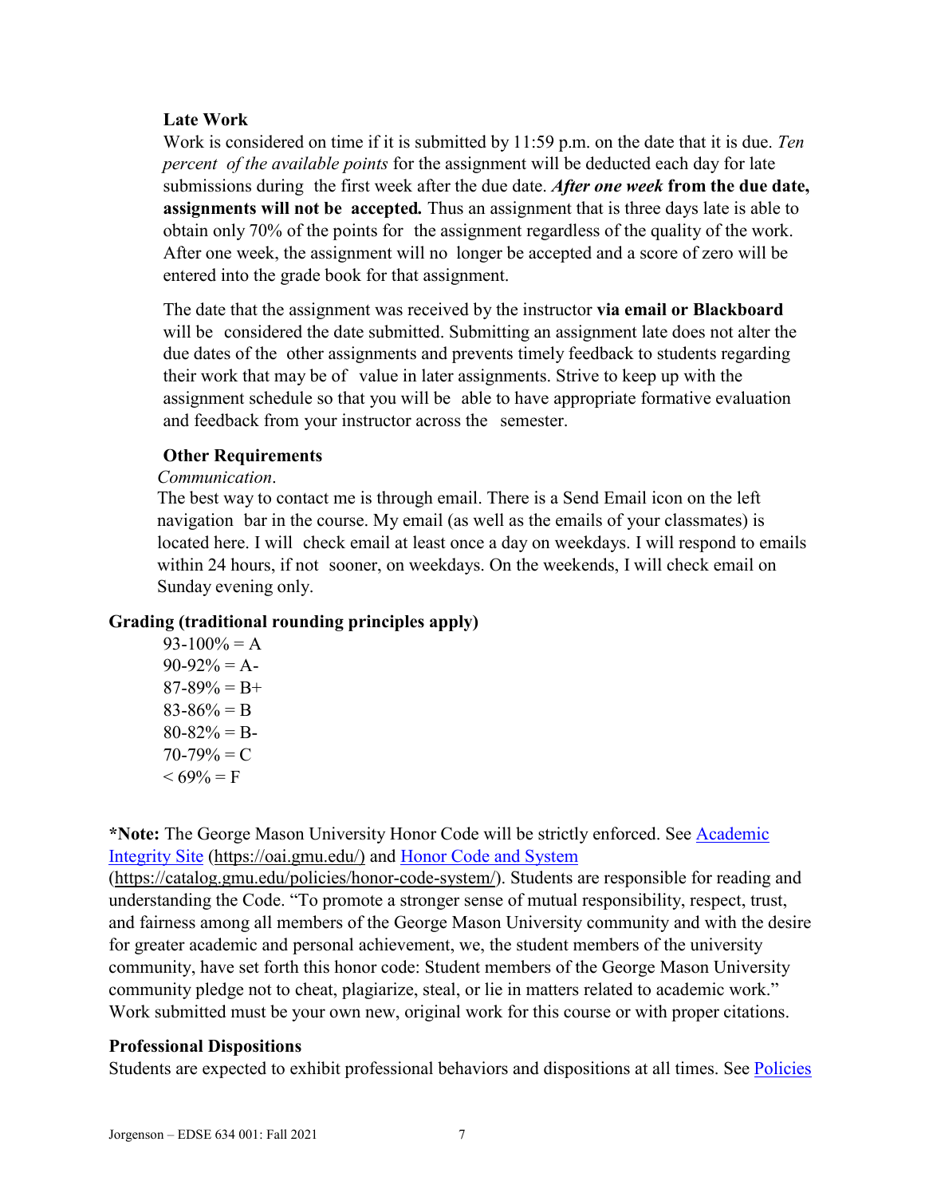### Late Work

Work is considered on time if it is submitted by 11:59 p.m. on the date that it is due. *Ten percent of the available points* for the assignment will be deducted each day for late submissions during the first week after the due date. ***After one week* from the due date, assignments will not be accepted.** Thus an assignment that is three days late is able to obtain only 70% of the points for the assignment regardless of the quality of the work. After one week, the assignment will no longer be accepted and a score of zero will be entered into the grade book for that assignment.

The date that the assignment was received by the instructor **via email or Blackboard** will be considered the date submitted. Submitting an assignment late does not alter the due dates of the other assignments and prevents timely feedback to students regarding their work that may be of value in later assignments. Strive to keep up with the assignment schedule so that you will be able to have appropriate formative evaluation and feedback from your instructor across the semester.

### Other Requirements

*Communication*.

The best way to contact me is through email. There is a Send Email icon on the left navigation bar in the course. My email (as well as the emails of your classmates) is located here. I will check email at least once a day on weekdays. I will respond to emails within 24 hours, if not sooner, on weekdays. On the weekends, I will check email on Sunday evening only.

### Grading (traditional rounding principles apply)

93-100% = A
90-92% = A-
87-89% = B+
83-86% = B
80-82% = B-
70-79% = C
< 69% = F

***Note:** The George Mason University Honor Code will be strictly enforced. See [Academic Integrity Site](https://oai.gmu.edu/) (https://oai.gmu.edu/) and [Honor Code and System](https://catalog.gmu.edu/policies/honor-code-system/) (https://catalog.gmu.edu/policies/honor-code-system/). Students are responsible for reading and understanding the Code. "To promote a stronger sense of mutual responsibility, respect, trust, and fairness among all members of the George Mason University community and with the desire for greater academic and personal achievement, we, the student members of the university community, have set forth this honor code: Student members of the George Mason University community pledge not to cheat, plagiarize, steal, or lie in matters related to academic work." Work submitted must be your own new, original work for this course or with proper citations.

### Professional Dispositions

Students are expected to exhibit professional behaviors and dispositions at all times. See Policies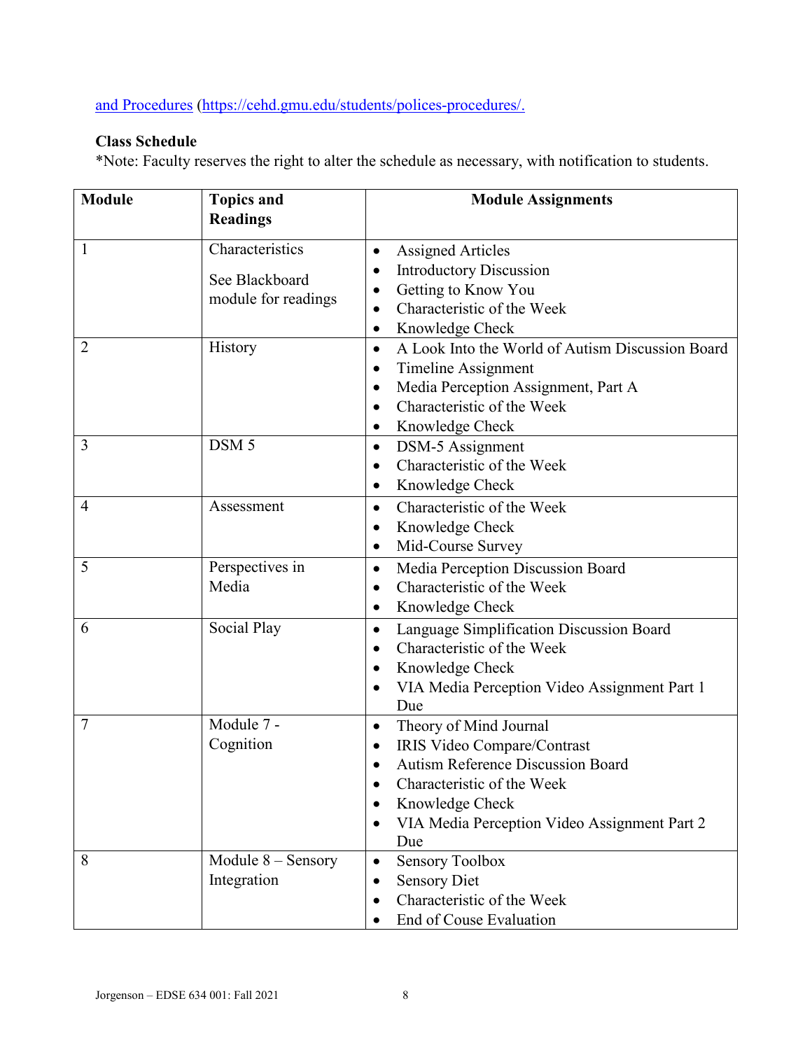[and Procedures](https://cehd.gmu.edu/students/polices-procedures/) (https://cehd.gmu.edu/students/polices-procedures/.

**Class Schedule**

*Note: Faculty reserves the right to alter the schedule as necessary, with notification to students.

| Module | Topics and Readings | Module Assignments |
|---|---|---|
| 1 | Characteristics<br><br>See Blackboard module for readings | • Assigned Articles<br>• Introductory Discussion<br>• Getting to Know You<br>• Characteristic of the Week<br>• Knowledge Check |
| 2 | History | • A Look Into the World of Autism Discussion Board<br>• Timeline Assignment<br>• Media Perception Assignment, Part A<br>• Characteristic of the Week<br>• Knowledge Check |
| 3 | DSM 5 | • DSM-5 Assignment<br>• Characteristic of the Week<br>• Knowledge Check |
| 4 | Assessment | • Characteristic of the Week<br>• Knowledge Check<br>• Mid-Course Survey |
| 5 | Perspectives in Media | • Media Perception Discussion Board<br>• Characteristic of the Week<br>• Knowledge Check |
| 6 | Social Play | • Language Simplification Discussion Board<br>• Characteristic of the Week<br>• Knowledge Check<br>• VIA Media Perception Video Assignment Part 1 Due |
| 7 | Module 7 - Cognition | • Theory of Mind Journal<br>• IRIS Video Compare/Contrast<br>• Autism Reference Discussion Board<br>• Characteristic of the Week<br>• Knowledge Check<br>• VIA Media Perception Video Assignment Part 2 Due |
| 8 | Module 8 – Sensory Integration | • Sensory Toolbox<br>• Sensory Diet<br>• Characteristic of the Week<br>• End of Couse Evaluation |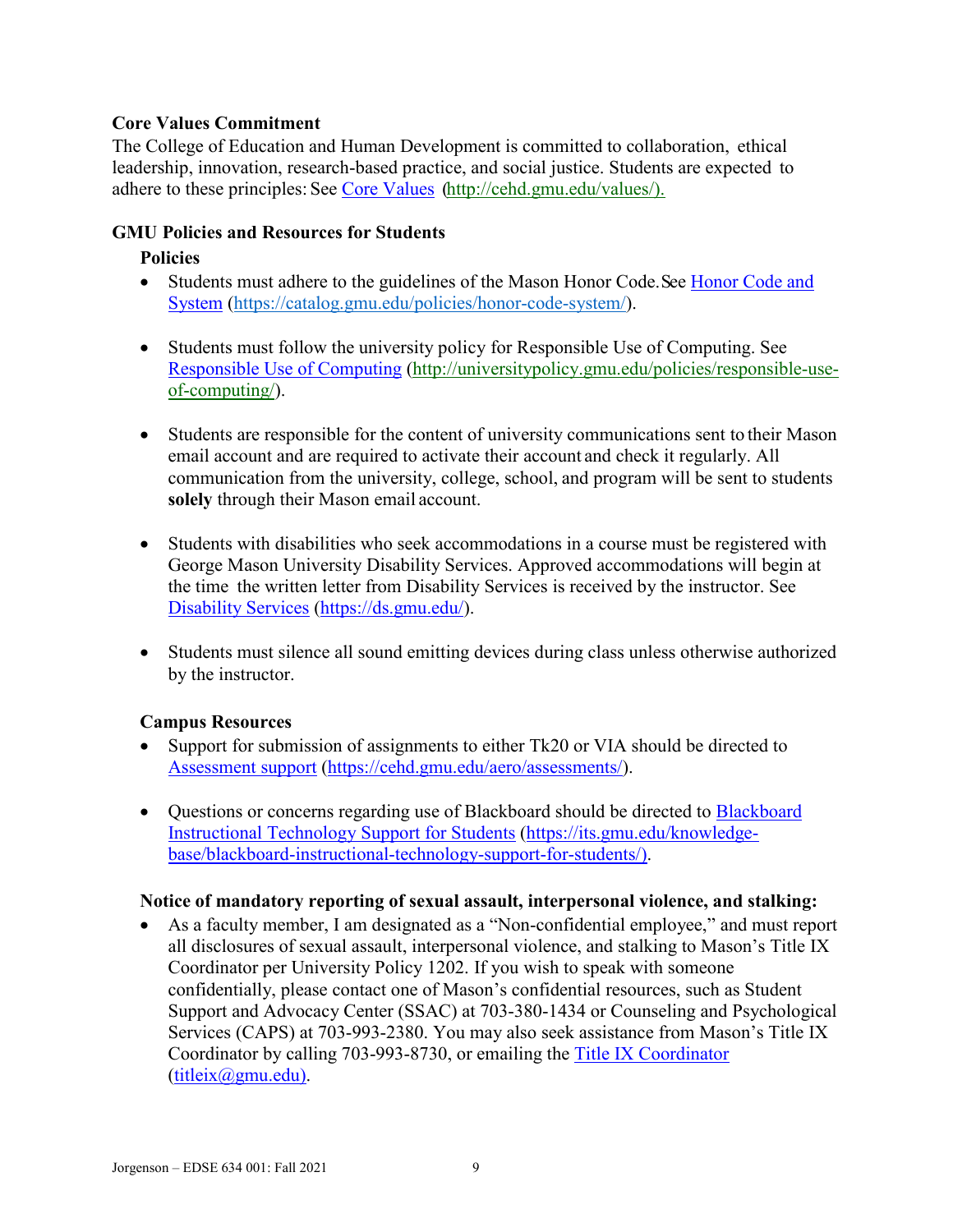### Core Values Commitment

The College of Education and Human Development is committed to collaboration, ethical leadership, innovation, research-based practice, and social justice. Students are expected to adhere to these principles: See [Core Values](http://cehd.gmu.edu/values/) (http://cehd.gmu.edu/values/).

### GMU Policies and Resources for Students

#### Policies

- Students must adhere to the guidelines of the Mason Honor Code. See [Honor Code and System](https://catalog.gmu.edu/policies/honor-code-system/) (https://catalog.gmu.edu/policies/honor-code-system/).

- Students must follow the university policy for Responsible Use of Computing. See [Responsible Use of Computing](http://universitypolicy.gmu.edu/policies/responsible-use-of-computing/) (http://universitypolicy.gmu.edu/policies/responsible-use-of-computing/).

- Students are responsible for the content of university communications sent to their Mason email account and are required to activate their account and check it regularly. All communication from the university, college, school, and program will be sent to students **solely** through their Mason email account.

- Students with disabilities who seek accommodations in a course must be registered with George Mason University Disability Services. Approved accommodations will begin at the time the written letter from Disability Services is received by the instructor. See [Disability Services](https://ds.gmu.edu/) (https://ds.gmu.edu/).

- Students must silence all sound emitting devices during class unless otherwise authorized by the instructor.

#### Campus Resources

- Support for submission of assignments to either Tk20 or VIA should be directed to [Assessment support](https://cehd.gmu.edu/aero/assessments/) (https://cehd.gmu.edu/aero/assessments/).

- Questions or concerns regarding use of Blackboard should be directed to [Blackboard Instructional Technology Support for Students](https://its.gmu.edu/knowledge-base/blackboard-instructional-technology-support-for-students/) (https://its.gmu.edu/knowledge-base/blackboard-instructional-technology-support-for-students/).

#### Notice of mandatory reporting of sexual assault, interpersonal violence, and stalking:

- As a faculty member, I am designated as a "Non-confidential employee," and must report all disclosures of sexual assault, interpersonal violence, and stalking to Mason's Title IX Coordinator per University Policy 1202. If you wish to speak with someone confidentially, please contact one of Mason's confidential resources, such as Student Support and Advocacy Center (SSAC) at 703-380-1434 or Counseling and Psychological Services (CAPS) at 703-993-2380. You may also seek assistance from Mason's Title IX Coordinator by calling 703-993-8730, or emailing the [Title IX Coordinator](mailto:titleix@gmu.edu) (titleix@gmu.edu).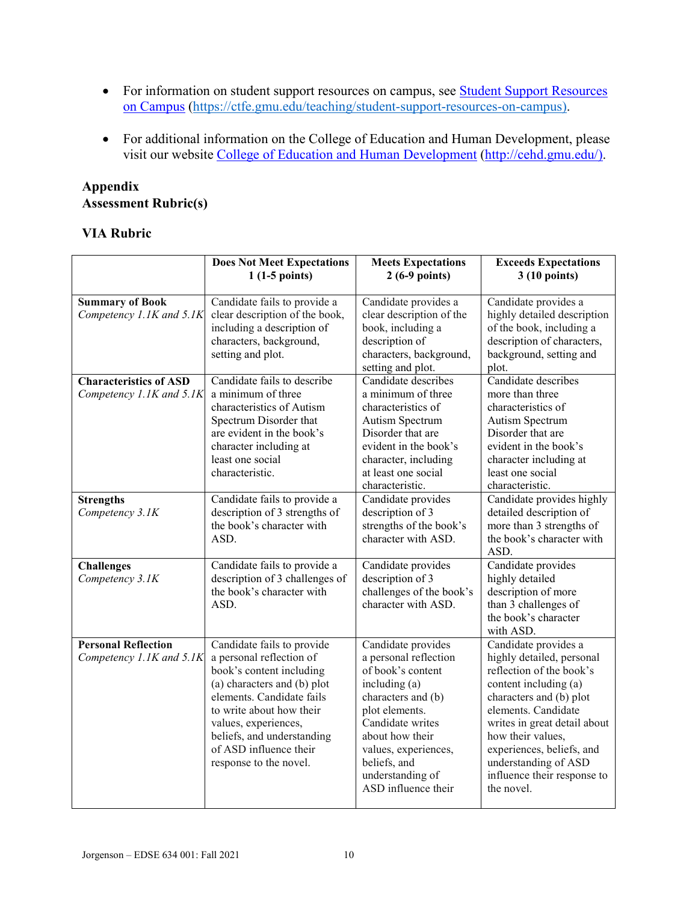- For information on student support resources on campus, see [Student Support Resources on Campus](https://ctfe.gmu.edu/teaching/student-support-resources-on-campus) (https://ctfe.gmu.edu/teaching/student-support-resources-on-campus).

- For additional information on the College of Education and Human Development, please visit our website [College of Education and Human Development](http://cehd.gmu.edu/) (http://cehd.gmu.edu/).

## Appendix
## Assessment Rubric(s)

### VIA Rubric

| | Does Not Meet Expectations 1 (1-5 points) | Meets Expectations 2 (6-9 points) | Exceeds Expectations 3 (10 points) |
|---|---|---|---|
| **Summary of Book** *Competency 1.1K and 5.1K* | Candidate fails to provide a clear description of the book, including a description of characters, background, setting and plot. | Candidate provides a clear description of the book, including a description of characters, background, setting and plot. | Candidate provides a highly detailed description of the book, including a description of characters, background, setting and plot. |
| **Characteristics of ASD** *Competency 1.1K and 5.1K* | Candidate fails to describe a minimum of three characteristics of Autism Spectrum Disorder that are evident in the book's character including at least one social characteristic. | Candidate describes a minimum of three characteristics of Autism Spectrum Disorder that are evident in the book's character, including at least one social characteristic. | Candidate describes more than three characteristics of Autism Spectrum Disorder that are evident in the book's character including at least one social characteristic. |
| **Strengths** *Competency 3.1K* | Candidate fails to provide a description of 3 strengths of the book's character with ASD. | Candidate provides description of 3 strengths of the book's character with ASD. | Candidate provides highly detailed description of more than 3 strengths of the book's character with ASD. |
| **Challenges** *Competency 3.1K* | Candidate fails to provide a description of 3 challenges of the book's character with ASD. | Candidate provides description of 3 challenges of the book's character with ASD. | Candidate provides highly detailed description of more than 3 challenges of the book's character with ASD. |
| **Personal Reflection** *Competency 1.1K and 5.1K* | Candidate fails to provide a personal reflection of book's content including (a) characters and (b) plot elements. Candidate fails to write about how their values, experiences, beliefs, and understanding of ASD influence their response to the novel. | Candidate provides a personal reflection of book's content including (a) characters and (b) plot elements. Candidate writes about how their values, experiences, beliefs, and understanding of ASD influence their | Candidate provides a highly detailed, personal reflection of the book's content including (a) characters and (b) plot elements. Candidate writes in great detail about how their values, experiences, beliefs, and understanding of ASD influence their response to the novel. |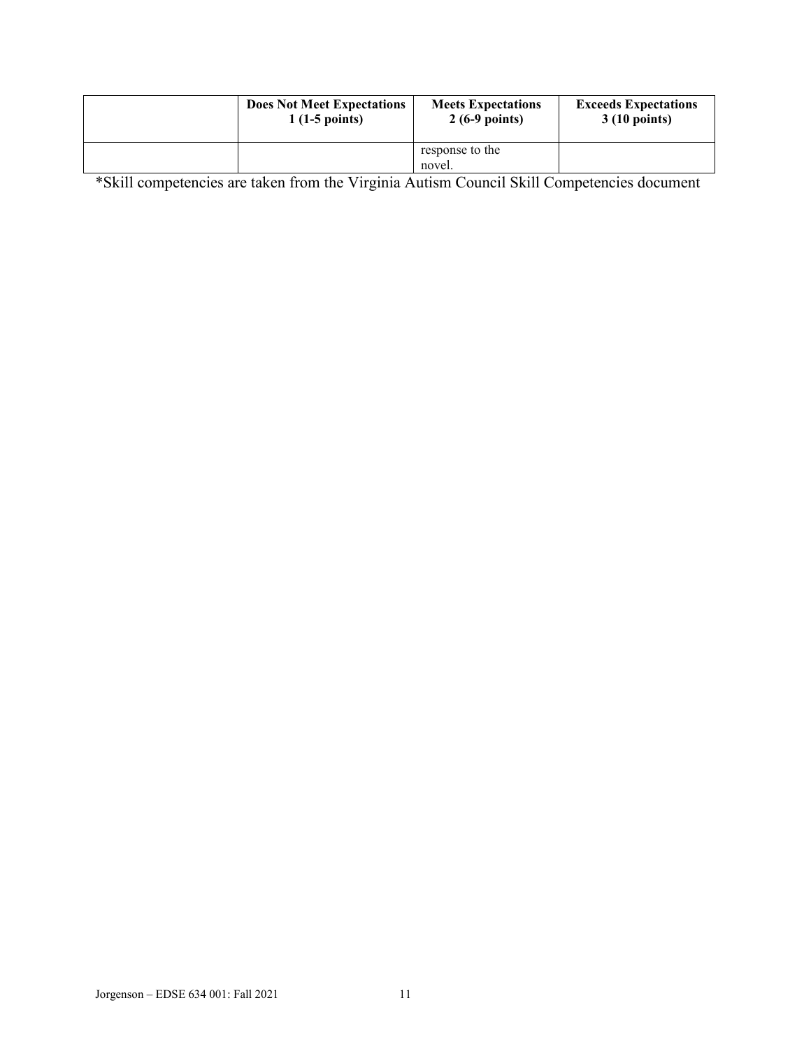| | Does Not Meet Expectations 1 (1-5 points) | Meets Expectations 2 (6-9 points) | Exceeds Expectations 3 (10 points) |
|---|---|---|---|
| | | response to the novel. | |

*Skill competencies are taken from the Virginia Autism Council Skill Competencies document